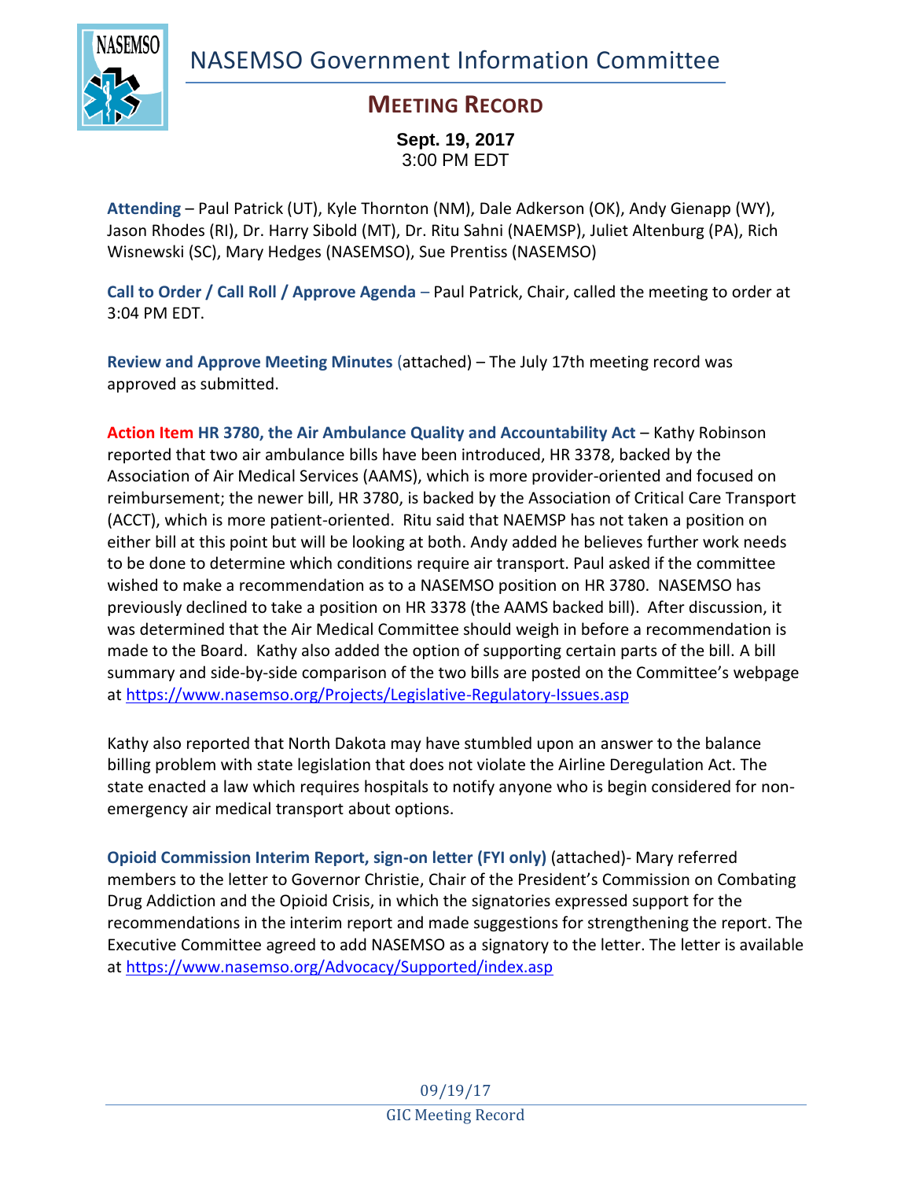# NASEMSO Government Information Committee

## MEETING RECORD

**Sept. 19, 2017**
3:00 PM EDT

**Attending** – Paul Patrick (UT), Kyle Thornton (NM), Dale Adkerson (OK), Andy Gienapp (WY), Jason Rhodes (RI), Dr. Harry Sibold (MT), Dr. Ritu Sahni (NAEMSP), Juliet Altenburg (PA), Rich Wisnewski (SC), Mary Hedges (NASEMSO), Sue Prentiss (NASEMSO)

**Call to Order / Call Roll / Approve Agenda** – Paul Patrick, Chair, called the meeting to order at 3:04 PM EDT.

**Review and Approve Meeting Minutes** (attached) – The July 17th meeting record was approved as submitted.

**Action Item HR 3780, the Air Ambulance Quality and Accountability Act** – Kathy Robinson reported that two air ambulance bills have been introduced, HR 3378, backed by the Association of Air Medical Services (AAMS), which is more provider-oriented and focused on reimbursement; the newer bill, HR 3780, is backed by the Association of Critical Care Transport (ACCT), which is more patient-oriented. Ritu said that NAEMSP has not taken a position on either bill at this point but will be looking at both. Andy added he believes further work needs to be done to determine which conditions require air transport. Paul asked if the committee wished to make a recommendation as to a NASEMSO position on HR 3780. NASEMSO has previously declined to take a position on HR 3378 (the AAMS backed bill). After discussion, it was determined that the Air Medical Committee should weigh in before a recommendation is made to the Board. Kathy also added the option of supporting certain parts of the bill. A bill summary and side-by-side comparison of the two bills are posted on the Committee's webpage at https://www.nasemso.org/Projects/Legislative-Regulatory-Issues.asp

Kathy also reported that North Dakota may have stumbled upon an answer to the balance billing problem with state legislation that does not violate the Airline Deregulation Act. The state enacted a law which requires hospitals to notify anyone who is begin considered for non-emergency air medical transport about options.

**Opioid Commission Interim Report, sign-on letter (FYI only)** (attached)- Mary referred members to the letter to Governor Christie, Chair of the President's Commission on Combating Drug Addiction and the Opioid Crisis, in which the signatories expressed support for the recommendations in the interim report and made suggestions for strengthening the report. The Executive Committee agreed to add NASEMSO as a signatory to the letter. The letter is available at https://www.nasemso.org/Advocacy/Supported/index.asp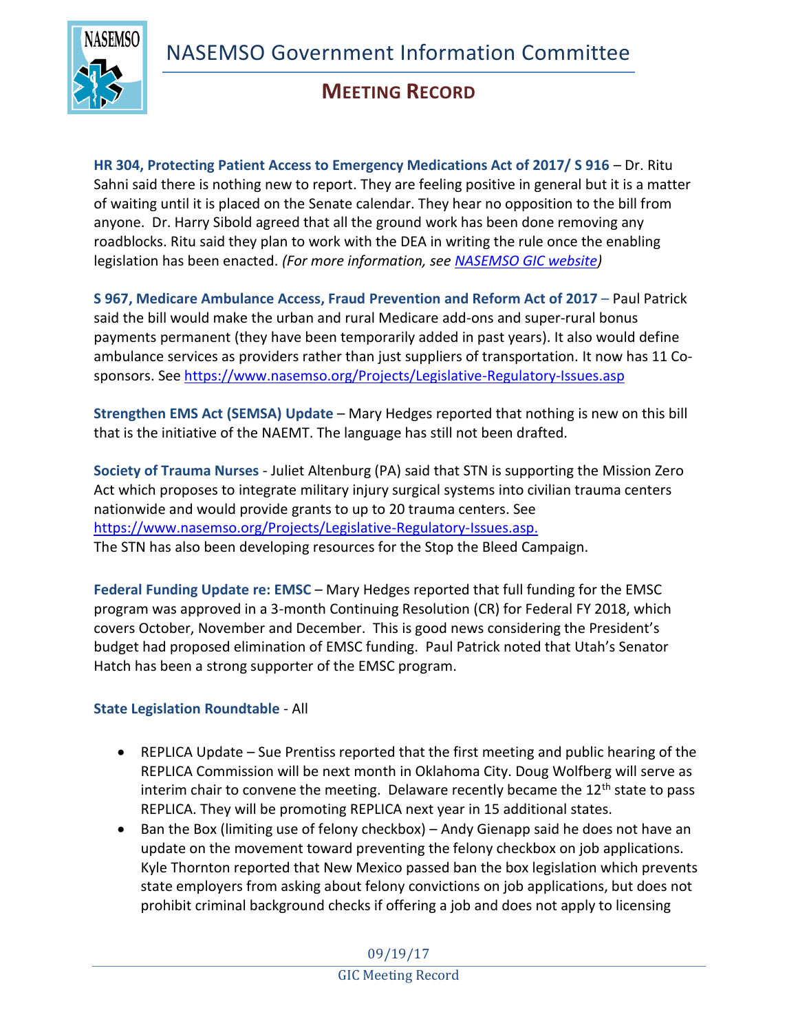**HR 304, Protecting Patient Access to Emergency Medications Act of 2017/ S 916** – Dr. Ritu Sahni said there is nothing new to report. They are feeling positive in general but it is a matter of waiting until it is placed on the Senate calendar. They hear no opposition to the bill from anyone. Dr. Harry Sibold agreed that all the ground work has been done removing any roadblocks. Ritu said they plan to work with the DEA in writing the rule once the enabling legislation has been enacted. *(For more information, see [NASEMSO GIC website](NASEMSO GIC website))*

**S 967, Medicare Ambulance Access, Fraud Prevention and Reform Act of 2017** – Paul Patrick said the bill would make the urban and rural Medicare add-ons and super-rural bonus payments permanent (they have been temporarily added in past years). It also would define ambulance services as providers rather than just suppliers of transportation. It now has 11 Co-sponsors. See https://www.nasemso.org/Projects/Legislative-Regulatory-Issues.asp

**Strengthen EMS Act (SEMSA) Update** – Mary Hedges reported that nothing is new on this bill that is the initiative of the NAEMT. The language has still not been drafted.

**Society of Trauma Nurses** - Juliet Altenburg (PA) said that STN is supporting the Mission Zero Act which proposes to integrate military injury surgical systems into civilian trauma centers nationwide and would provide grants to up to 20 trauma centers. See https://www.nasemso.org/Projects/Legislative-Regulatory-Issues.asp.
The STN has also been developing resources for the Stop the Bleed Campaign.

**Federal Funding Update re: EMSC** – Mary Hedges reported that full funding for the EMSC program was approved in a 3-month Continuing Resolution (CR) for Federal FY 2018, which covers October, November and December. This is good news considering the President's budget had proposed elimination of EMSC funding. Paul Patrick noted that Utah's Senator Hatch has been a strong supporter of the EMSC program.

**State Legislation Roundtable** - All

- REPLICA Update – Sue Prentiss reported that the first meeting and public hearing of the REPLICA Commission will be next month in Oklahoma City. Doug Wolfberg will serve as interim chair to convene the meeting. Delaware recently became the 12th state to pass REPLICA. They will be promoting REPLICA next year in 15 additional states.
- Ban the Box (limiting use of felony checkbox) – Andy Gienapp said he does not have an update on the movement toward preventing the felony checkbox on job applications. Kyle Thornton reported that New Mexico passed ban the box legislation which prevents state employers from asking about felony convictions on job applications, but does not prohibit criminal background checks if offering a job and does not apply to licensing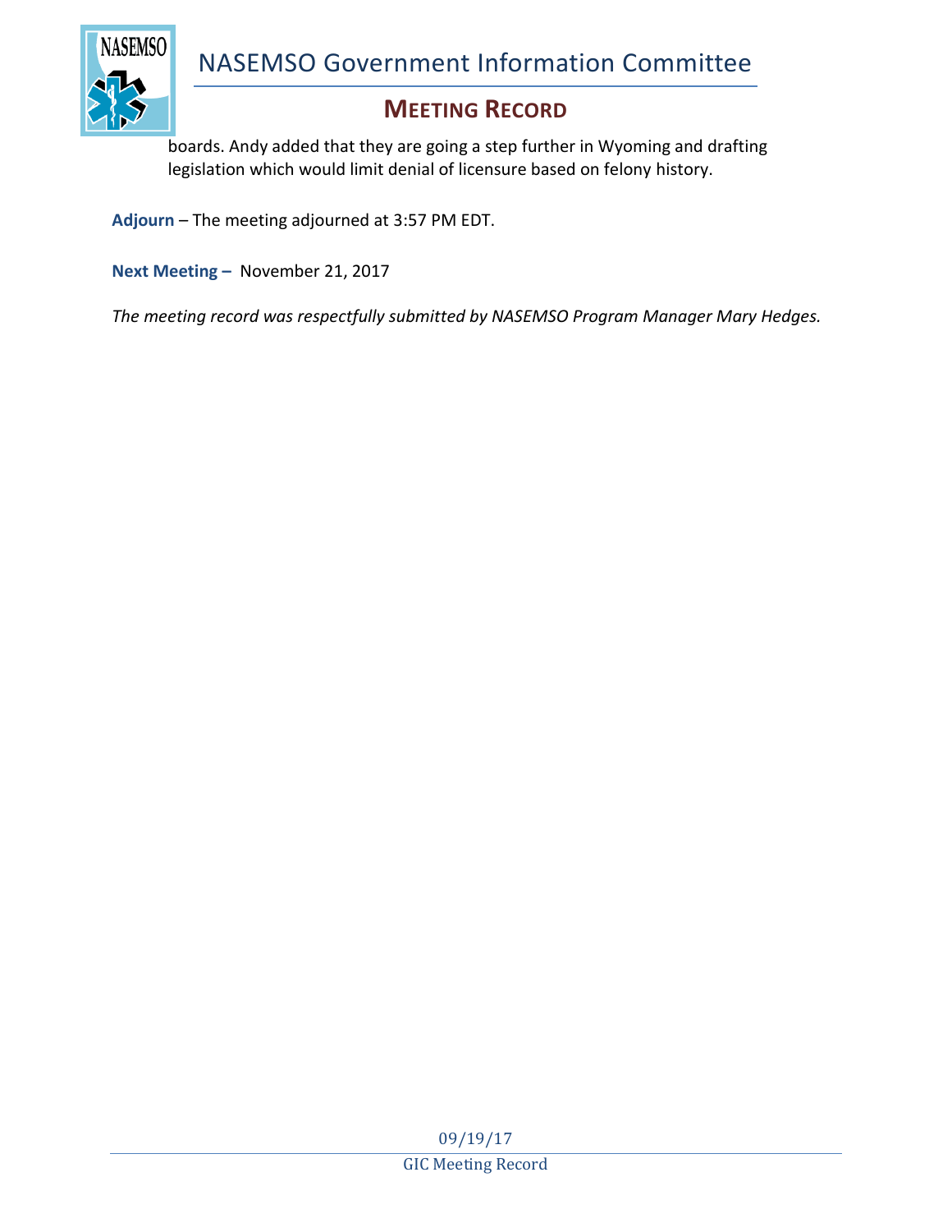boards. Andy added that they are going a step further in Wyoming and drafting legislation which would limit denial of licensure based on felony history.

**Adjourn** – The meeting adjourned at 3:57 PM EDT.

**Next Meeting –** November 21, 2017

*The meeting record was respectfully submitted by NASEMSO Program Manager Mary Hedges.*